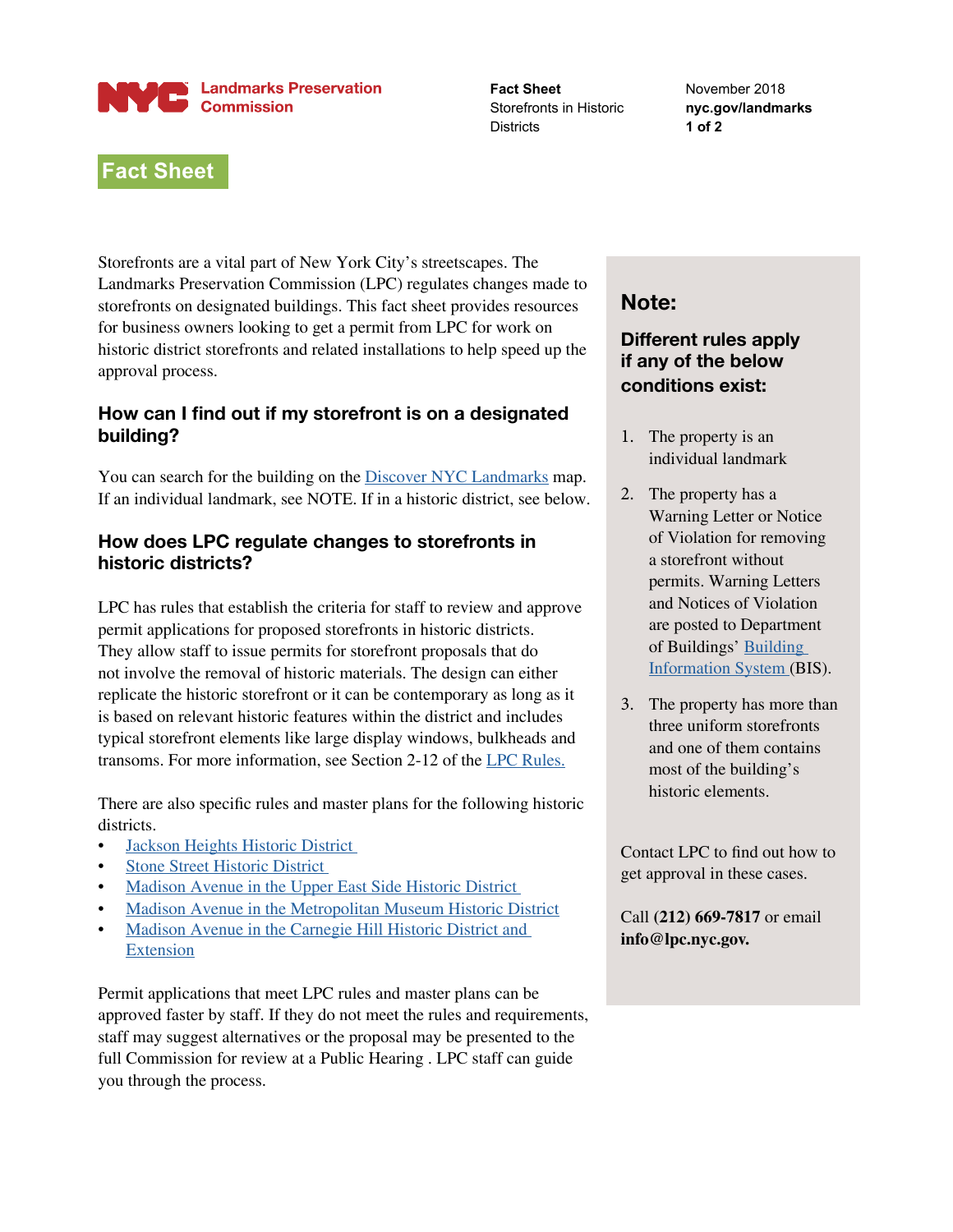# Fact Sheet

Storefronts are a vital part of New York City's streetscapes. The Landmarks Preservation Commission (LPC) regulates changes made to storefronts on designated buildings. This fact sheet provides resources for business owners looking to get a permit from LPC for work on historic district storefronts and related installations to help speed up the approval process.

## How can I find out if my storefront is on a designated building?

You can search for the building on the Discover NYC Landmarks map. If an individual landmark, see NOTE. If in a historic district, see below.

## How does LPC regulate changes to storefronts in historic districts?

LPC has rules that establish the criteria for staff to review and approve permit applications for proposed storefronts in historic districts. They allow staff to issue permits for storefront proposals that do not involve the removal of historic materials. The design can either replicate the historic storefront or it can be contemporary as long as it is based on relevant historic features within the district and includes typical storefront elements like large display windows, bulkheads and transoms. For more information, see Section 2-12 of the LPC Rules.

There are also specific rules and master plans for the following historic districts.

- Jackson Heights Historic District
- Stone Street Historic District
- Madison Avenue in the Upper East Side Historic District
- Madison Avenue in the Metropolitan Museum Historic District
- Madison Avenue in the Carnegie Hill Historic District and Extension

Permit applications that meet LPC rules and master plans can be approved faster by staff. If they do not meet the rules and requirements, staff may suggest alternatives or the proposal may be presented to the full Commission for review at a Public Hearing . LPC staff can guide you through the process.

## Note:

### Different rules apply if any of the below conditions exist:

1. The property is an individual landmark
2. The property has a Warning Letter or Notice of Violation for removing a storefront without permits. Warning Letters and Notices of Violation are posted to Department of Buildings' Building Information System (BIS).
3. The property has more than three uniform storefronts and one of them contains most of the building's historic elements.

Contact LPC to find out how to get approval in these cases.

Call **(212) 669-7817** or email **info@lpc.nyc.gov.**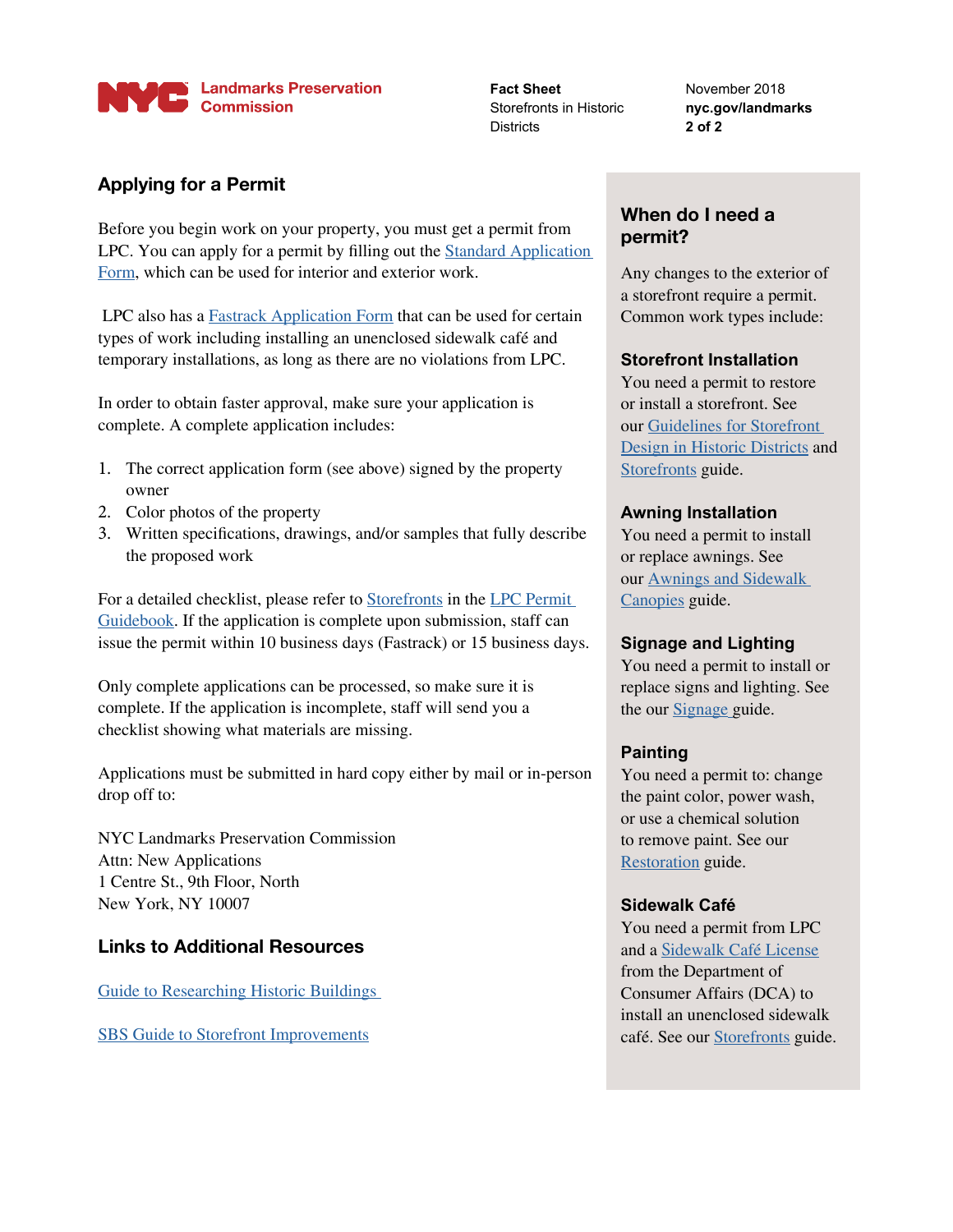## Applying for a Permit

Before you begin work on your property, you must get a permit from LPC. You can apply for a permit by filling out the Standard Application Form, which can be used for interior and exterior work.

LPC also has a Fastrack Application Form that can be used for certain types of work including installing an unenclosed sidewalk café and temporary installations, as long as there are no violations from LPC.

In order to obtain faster approval, make sure your application is complete. A complete application includes:

1. The correct application form (see above) signed by the property owner
2. Color photos of the property
3. Written specifications, drawings, and/or samples that fully describe the proposed work

For a detailed checklist, please refer to Storefronts in the LPC Permit Guidebook. If the application is complete upon submission, staff can issue the permit within 10 business days (Fastrack) or 15 business days.

Only complete applications can be processed, so make sure it is complete. If the application is incomplete, staff will send you a checklist showing what materials are missing.

Applications must be submitted in hard copy either by mail or in-person drop off to:

NYC Landmarks Preservation Commission
Attn: New Applications
1 Centre St., 9th Floor, North
New York, NY 10007

## Links to Additional Resources

Guide to Researching Historic Buildings

SBS Guide to Storefront Improvements

## When do I need a permit?

Any changes to the exterior of a storefront require a permit. Common work types include:

### Storefront Installation

You need a permit to restore or install a storefront. See our Guidelines for Storefront Design in Historic Districts and Storefronts guide.

### Awning Installation

You need a permit to install or replace awnings. See our Awnings and Sidewalk Canopies guide.

### Signage and Lighting

You need a permit to install or replace signs and lighting. See the our Signage guide.

### Painting

You need a permit to: change the paint color, power wash, or use a chemical solution to remove paint. See our Restoration guide.

### Sidewalk Café

You need a permit from LPC and a Sidewalk Café License from the Department of Consumer Affairs (DCA) to install an unenclosed sidewalk café. See our Storefronts guide.